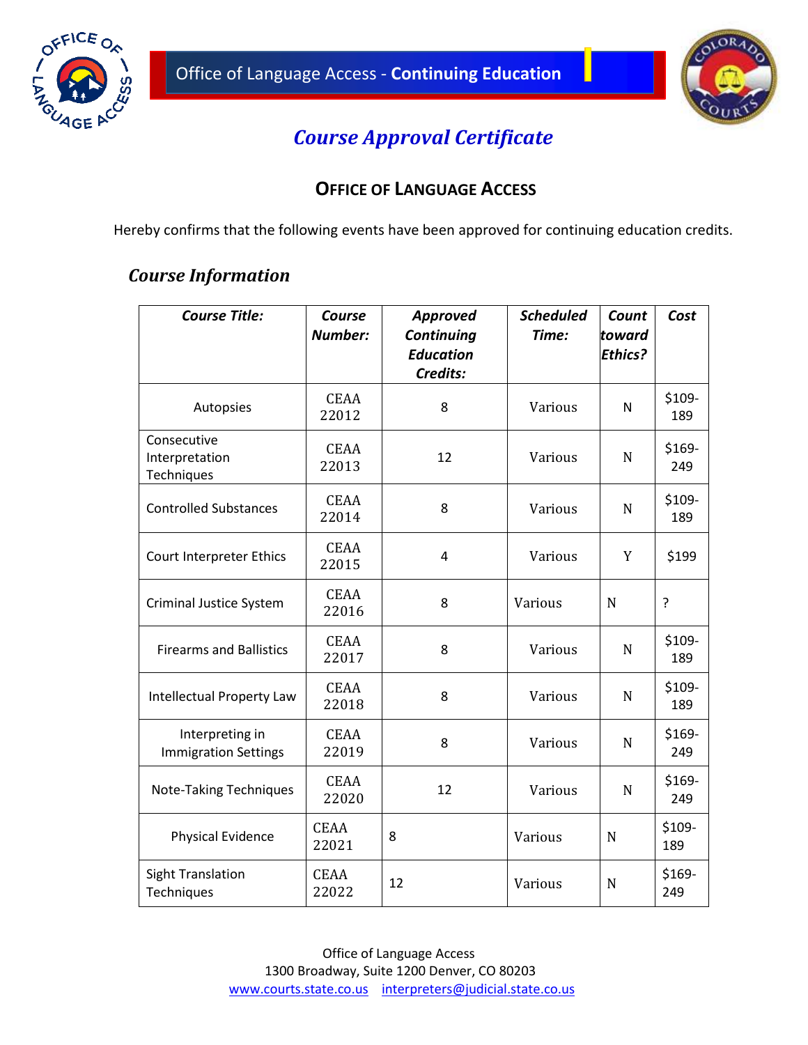Office of Language Access - **Continuing Education**

# *Course Approval Certificate*

## OFFICE OF LANGUAGE ACCESS

Hereby confirms that the following events have been approved for continuing education credits.

## *Course Information*

| *Course Title:* | *Course Number:* | *Approved Continuing Education Credits:* | *Scheduled Time:* | *Count toward Ethics?* | *Cost* |
|---|---|---|---|---|---|
| Autopsies | CEAA 22012 | 8 | Various | N | $109-189 |
| Consecutive Interpretation Techniques | CEAA 22013 | 12 | Various | N | $169-249 |
| Controlled Substances | CEAA 22014 | 8 | Various | N | $109-189 |
| Court Interpreter Ethics | CEAA 22015 | 4 | Various | Y | $199 |
| Criminal Justice System | CEAA 22016 | 8 | Various | N | ? |
| Firearms and Ballistics | CEAA 22017 | 8 | Various | N | $109-189 |
| Intellectual Property Law | CEAA 22018 | 8 | Various | N | $109-189 |
| Interpreting in Immigration Settings | CEAA 22019 | 8 | Various | N | $169-249 |
| Note-Taking Techniques | CEAA 22020 | 12 | Various | N | $169-249 |
| Physical Evidence | CEAA 22021 | 8 | Various | N | $109-189 |
| Sight Translation Techniques | CEAA 22022 | 12 | Various | N | $169-249 |

Office of Language Access
1300 Broadway, Suite 1200 Denver, CO 80203
www.courts.state.co.us interpreters@judicial.state.co.us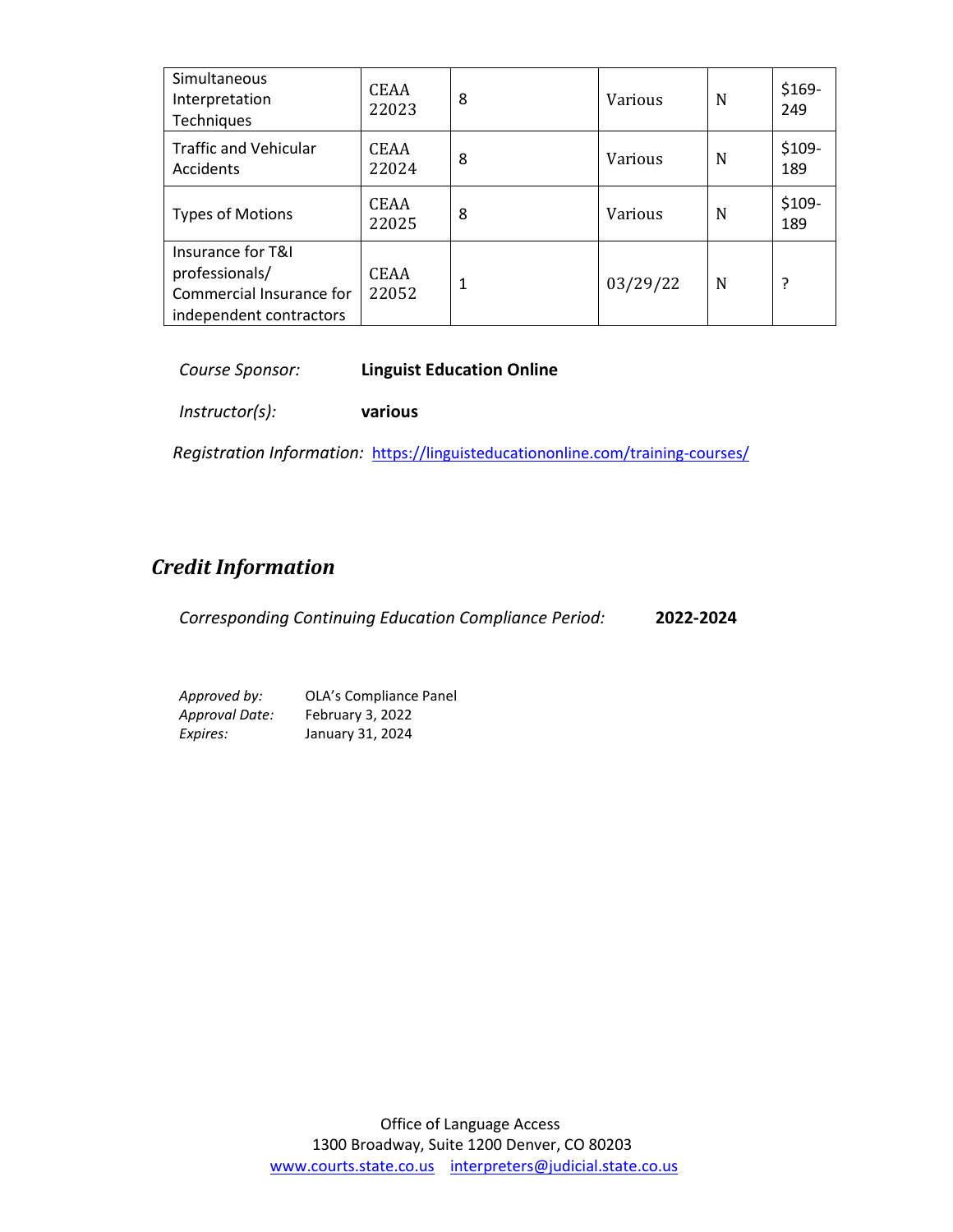| | | | | | |
|---|---|---|---|---|---|
| Simultaneous Interpretation Techniques | CEAA 22023 | 8 | Various | N | $169-249 |
| Traffic and Vehicular Accidents | CEAA 22024 | 8 | Various | N | $109-189 |
| Types of Motions | CEAA 22025 | 8 | Various | N | $109-189 |
| Insurance for T&I professionals/ Commercial Insurance for independent contractors | CEAA 22052 | 1 | 03/29/22 | N | ? |

*Course Sponsor:* **Linguist Education Online**

*Instructor(s):* **various**

*Registration Information:* https://linguisteducationonline.com/training-courses/

## *Credit Information*

*Corresponding Continuing Education Compliance Period:* **2022-2024**

*Approved by:* OLA's Compliance Panel
*Approval Date:* February 3, 2022
*Expires:* January 31, 2024

Office of Language Access
1300 Broadway, Suite 1200 Denver, CO 80203
www.courts.state.co.us interpreters@judicial.state.co.us